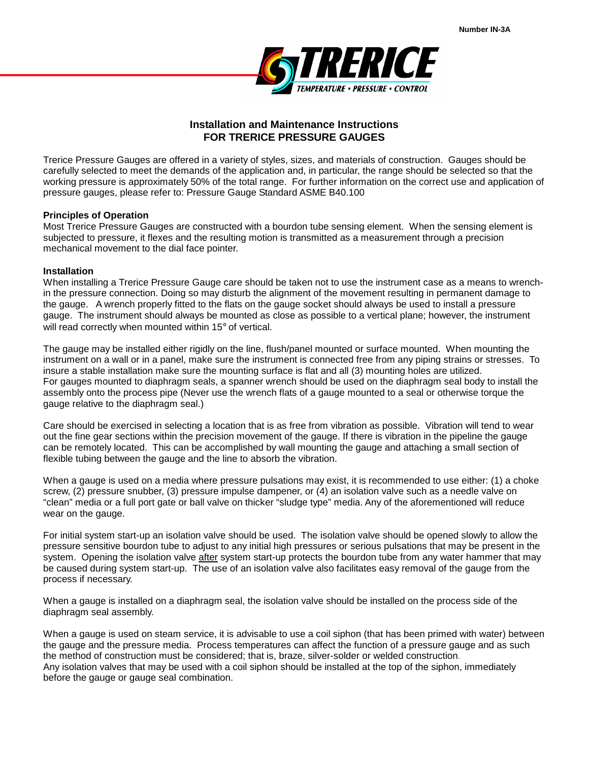Number IN-3A

TRERICE
TEMPERATURE • PRESSURE • CONTROL

# Installation and Maintenance Instructions FOR TRERICE PRESSURE GAUGES

Trerice Pressure Gauges are offered in a variety of styles, sizes, and materials of construction. Gauges should be carefully selected to meet the demands of the application and, in particular, the range should be selected so that the working pressure is approximately 50% of the total range. For further information on the correct use and application of pressure gauges, please refer to: Pressure Gauge Standard ASME B40.100

## Principles of Operation

Most Trerice Pressure Gauges are constructed with a bourdon tube sensing element. When the sensing element is subjected to pressure, it flexes and the resulting motion is transmitted as a measurement through a precision mechanical movement to the dial face pointer.

## Installation

When installing a Trerice Pressure Gauge care should be taken not to use the instrument case as a means to wrench-in the pressure connection. Doing so may disturb the alignment of the movement resulting in permanent damage to the gauge. A wrench properly fitted to the flats on the gauge socket should always be used to install a pressure gauge. The instrument should always be mounted as close as possible to a vertical plane; however, the instrument will read correctly when mounted within 15° of vertical.

The gauge may be installed either rigidly on the line, flush/panel mounted or surface mounted. When mounting the instrument on a wall or in a panel, make sure the instrument is connected free from any piping strains or stresses. To insure a stable installation make sure the mounting surface is flat and all (3) mounting holes are utilized.
For gauges mounted to diaphragm seals, a spanner wrench should be used on the diaphragm seal body to install the assembly onto the process pipe (Never use the wrench flats of a gauge mounted to a seal or otherwise torque the gauge relative to the diaphragm seal.)

Care should be exercised in selecting a location that is as free from vibration as possible. Vibration will tend to wear out the fine gear sections within the precision movement of the gauge. If there is vibration in the pipeline the gauge can be remotely located. This can be accomplished by wall mounting the gauge and attaching a small section of flexible tubing between the gauge and the line to absorb the vibration.

When a gauge is used on a media where pressure pulsations may exist, it is recommended to use either: (1) a choke screw, (2) pressure snubber, (3) pressure impulse dampener, or (4) an isolation valve such as a needle valve on "clean" media or a full port gate or ball valve on thicker "sludge type" media. Any of the aforementioned will reduce wear on the gauge.

For initial system start-up an isolation valve should be used. The isolation valve should be opened slowly to allow the pressure sensitive bourdon tube to adjust to any initial high pressures or serious pulsations that may be present in the system. Opening the isolation valve after system start-up protects the bourdon tube from any water hammer that may be caused during system start-up. The use of an isolation valve also facilitates easy removal of the gauge from the process if necessary.

When a gauge is installed on a diaphragm seal, the isolation valve should be installed on the process side of the diaphragm seal assembly.

When a gauge is used on steam service, it is advisable to use a coil siphon (that has been primed with water) between the gauge and the pressure media. Process temperatures can affect the function of a pressure gauge and as such the method of construction must be considered; that is, braze, silver-solder or welded construction.
Any isolation valves that may be used with a coil siphon should be installed at the top of the siphon, immediately before the gauge or gauge seal combination.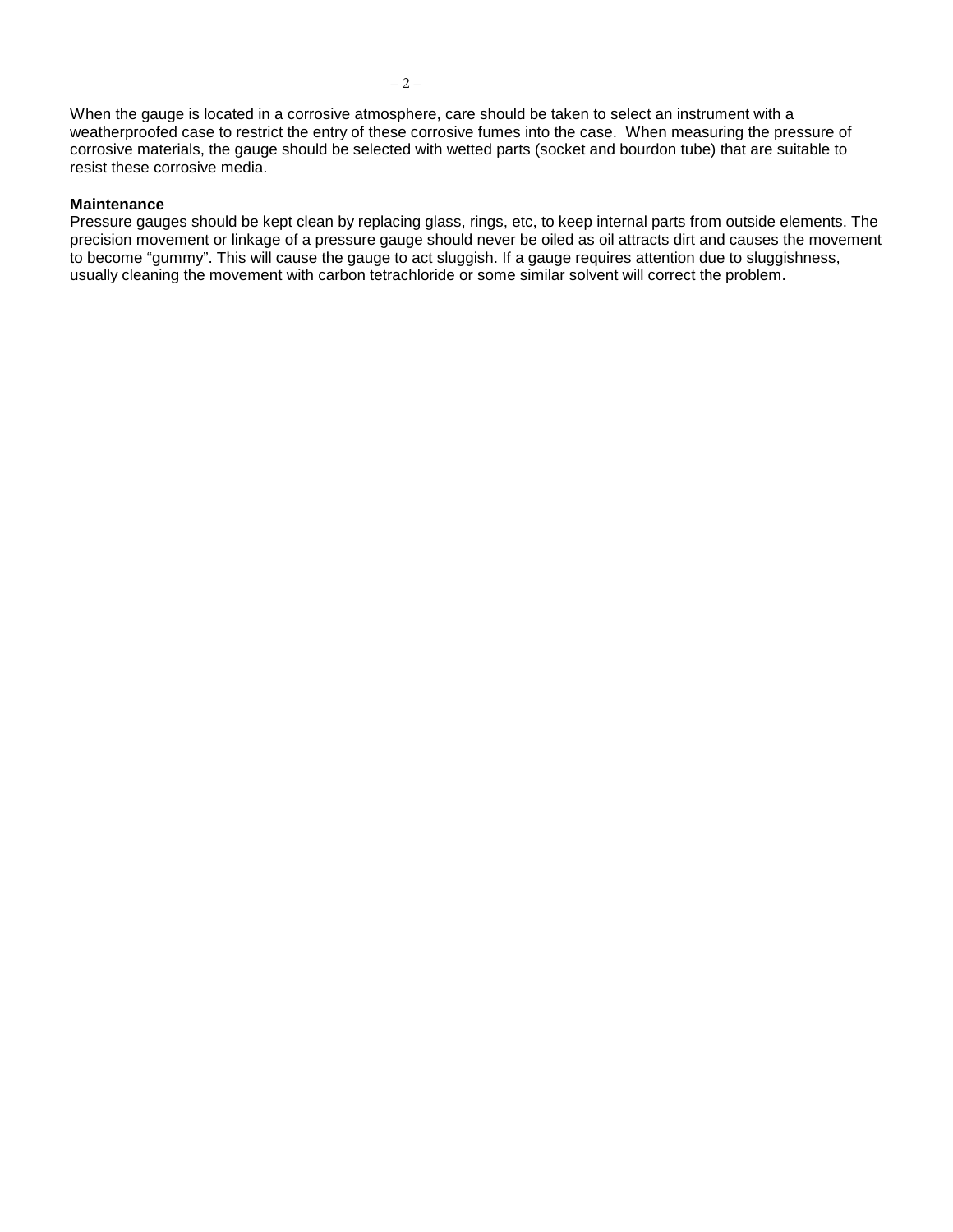When the gauge is located in a corrosive atmosphere, care should be taken to select an instrument with a weatherproofed case to restrict the entry of these corrosive fumes into the case. When measuring the pressure of corrosive materials, the gauge should be selected with wetted parts (socket and bourdon tube) that are suitable to resist these corrosive media.

**Maintenance**

Pressure gauges should be kept clean by replacing glass, rings, etc, to keep internal parts from outside elements. The precision movement or linkage of a pressure gauge should never be oiled as oil attracts dirt and causes the movement to become "gummy". This will cause the gauge to act sluggish. If a gauge requires attention due to sluggishness, usually cleaning the movement with carbon tetrachloride or some similar solvent will correct the problem.